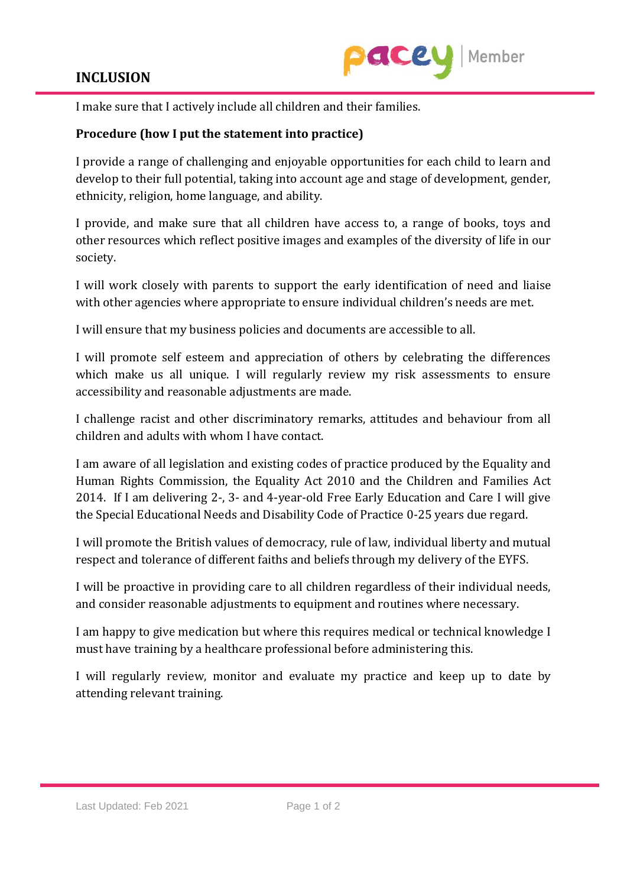# INCLUSION

I make sure that I actively include all children and their families.

**Procedure (how I put the statement into practice)**

I provide a range of challenging and enjoyable opportunities for each child to learn and develop to their full potential, taking into account age and stage of development, gender, ethnicity, religion, home language, and ability.

I provide, and make sure that all children have access to, a range of books, toys and other resources which reflect positive images and examples of the diversity of life in our society.

I will work closely with parents to support the early identification of need and liaise with other agencies where appropriate to ensure individual children's needs are met.

I will ensure that my business policies and documents are accessible to all.

I will promote self esteem and appreciation of others by celebrating the differences which make us all unique. I will regularly review my risk assessments to ensure accessibility and reasonable adjustments are made.

I challenge racist and other discriminatory remarks, attitudes and behaviour from all children and adults with whom I have contact.

I am aware of all legislation and existing codes of practice produced by the Equality and Human Rights Commission, the Equality Act 2010 and the Children and Families Act 2014. If I am delivering 2-, 3- and 4-year-old Free Early Education and Care I will give the Special Educational Needs and Disability Code of Practice 0-25 years due regard.

I will promote the British values of democracy, rule of law, individual liberty and mutual respect and tolerance of different faiths and beliefs through my delivery of the EYFS.

I will be proactive in providing care to all children regardless of their individual needs, and consider reasonable adjustments to equipment and routines where necessary.

I am happy to give medication but where this requires medical or technical knowledge I must have training by a healthcare professional before administering this.

I will regularly review, monitor and evaluate my practice and keep up to date by attending relevant training.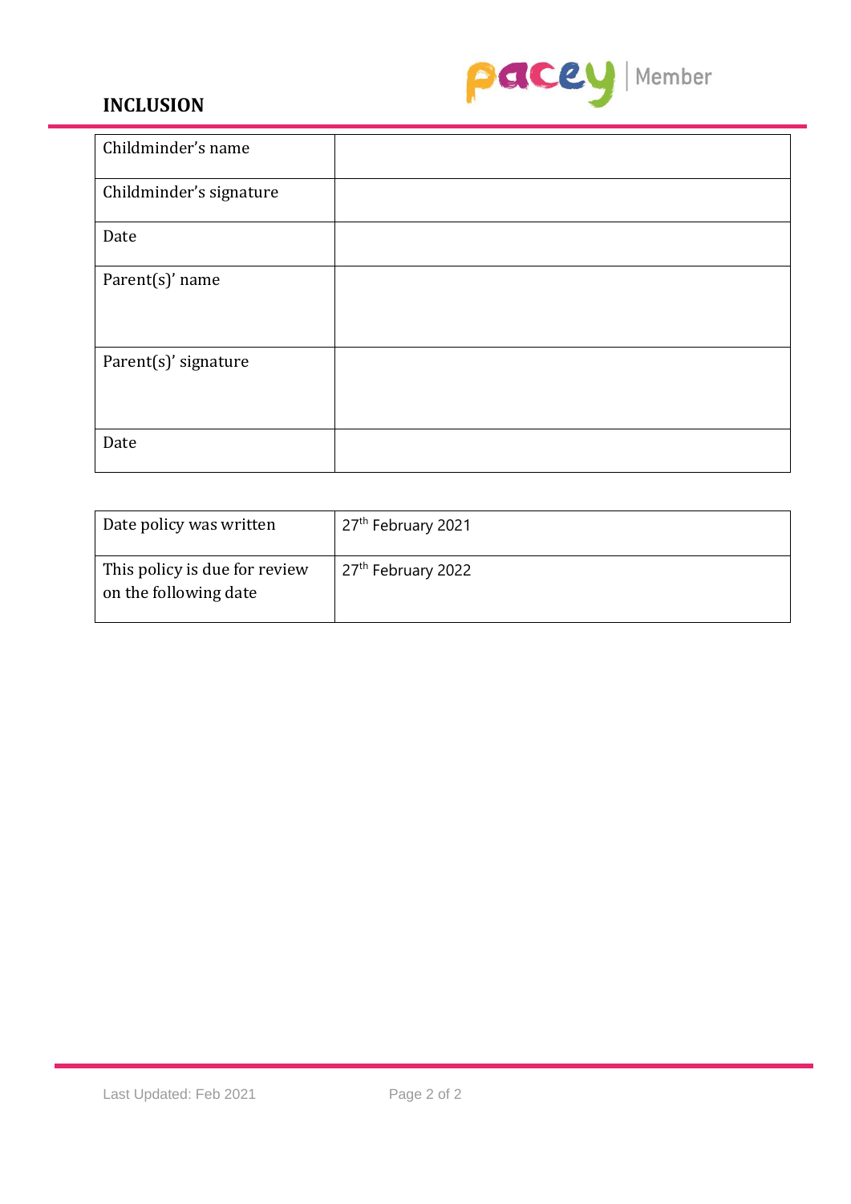| | |
|---|---|
| Childminder’s name | |
| Childminder’s signature | |
| Date | |
| Parent(s)’ name | |
| Parent(s)’ signature | |
| Date | |

| | |
|---|---|
| Date policy was written | 27th February 2021 |
| This policy is due for review on the following date | 27th February 2022 |